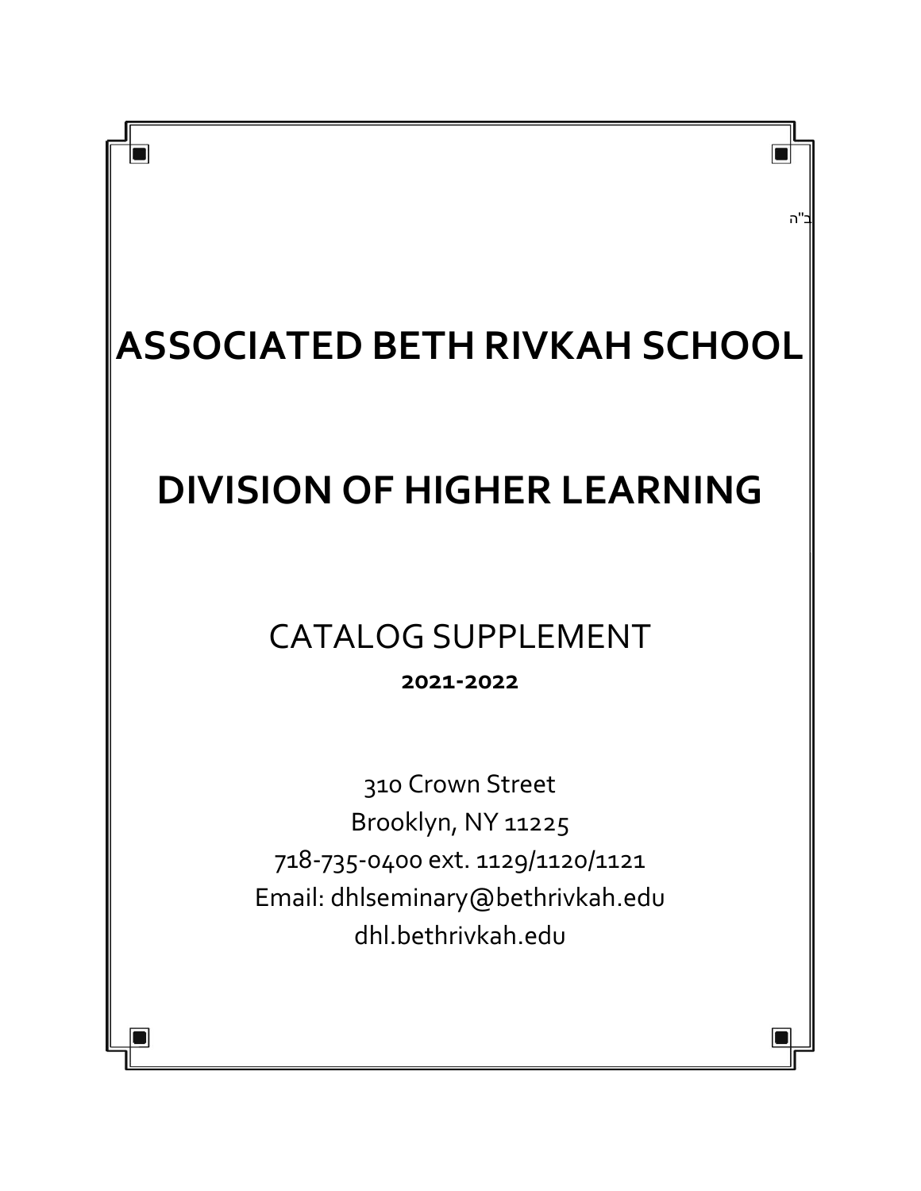ב"ה

# ASSOCIATED BETH RIVKAH SCHOOL

# DIVISION OF HIGHER LEARNING

## CATALOG SUPPLEMENT

**2021-2022**

310 Crown Street
Brooklyn, NY 11225
718-735-0400 ext. 1129/1120/1121
Email: dhlseminary@bethrivkah.edu
dhl.bethrivkah.edu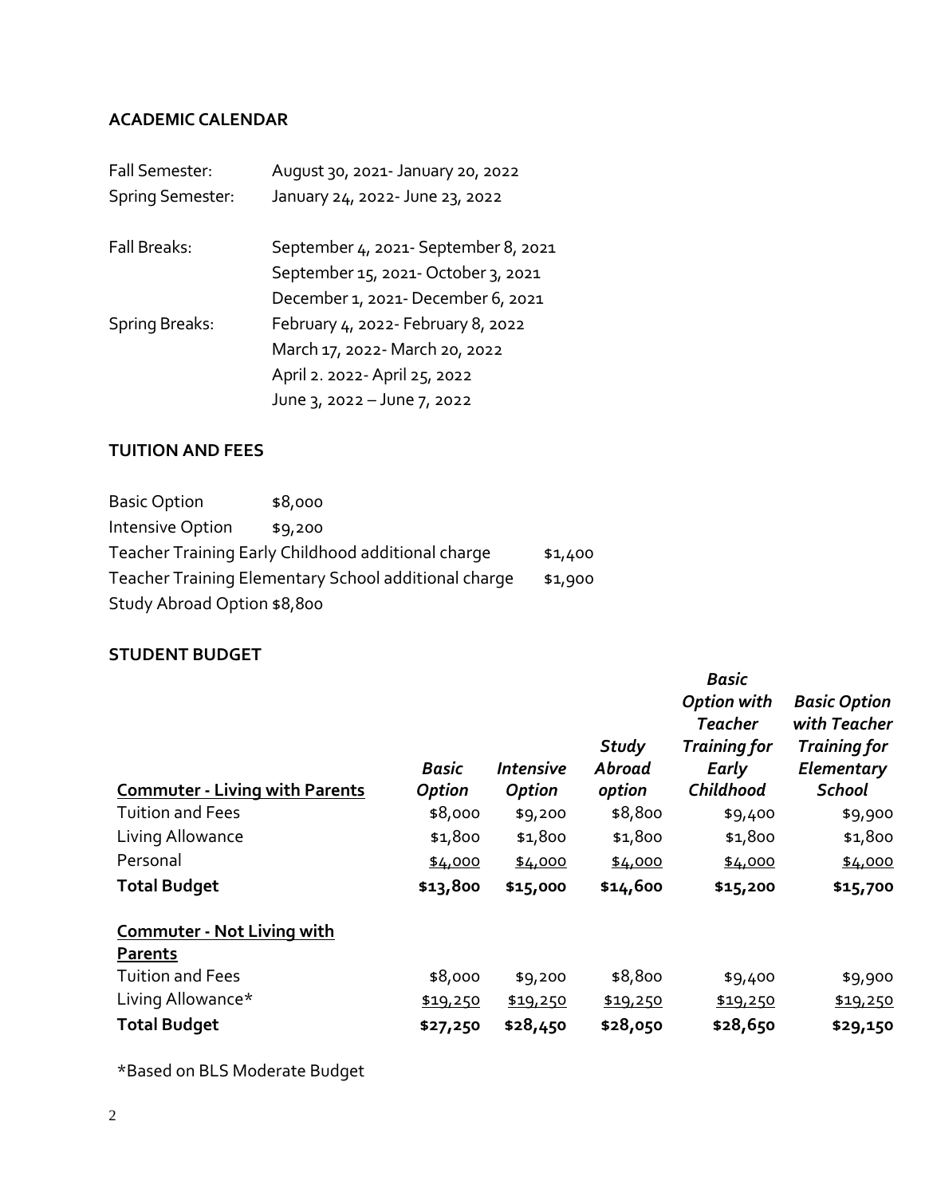## ACADEMIC CALENDAR

| | |
|---|---|
| Fall Semester: | August 30, 2021- January 20, 2022 |
| Spring Semester: | January 24, 2022- June 23, 2022 |
| | |
| Fall Breaks: | September 4, 2021- September 8, 2021 |
| | September 15, 2021- October 3, 2021 |
| | December 1, 2021- December 6, 2021 |
| Spring Breaks: | February 4, 2022- February 8, 2022 |
| | March 17, 2022- March 20, 2022 |
| | April 2. 2022- April 25, 2022 |
| | June 3, 2022 – June 7, 2022 |

## TUITION AND FEES

| | |
|---|---|
| Basic Option | $8,000 |
| Intensive Option | $9,200 |
| Teacher Training Early Childhood additional charge | $1,400 |
| Teacher Training Elementary School additional charge | $1,900 |
| Study Abroad Option | $8,800 |

## STUDENT BUDGET

| <u>**Commuter - Living with Parents**</u> | ***Basic Option*** | ***Intensive Option*** | ***Study Abroad option*** | ***Basic Option with Teacher Training for Early Childhood*** | ***Basic Option with Teacher Training for Elementary School*** |
|---|---|---|---|---|---|
| Tuition and Fees | $8,000 | $9,200 | $8,800 | $9,400 | $9,900 |
| Living Allowance | $1,800 | $1,800 | $1,800 | $1,800 | $1,800 |
| Personal | <u>$4,000</u> | <u>$4,000</u> | <u>$4,000</u> | <u>$4,000</u> | <u>$4,000</u> |
| **Total Budget** | **$13,800** | **$15,000** | **$14,600** | **$15,200** | **$15,700** |
| | | | | | |
| <u>**Commuter - Not Living with Parents**</u> | | | | | |
| Tuition and Fees | $8,000 | $9,200 | $8,800 | $9,400 | $9,900 |
| Living Allowance* | <u>$19,250</u> | <u>$19,250</u> | <u>$19,250</u> | <u>$19,250</u> | <u>$19,250</u> |
| **Total Budget** | **$27,250** | **$28,450** | **$28,050** | **$28,650** | **$29,150** |

*Based on BLS Moderate Budget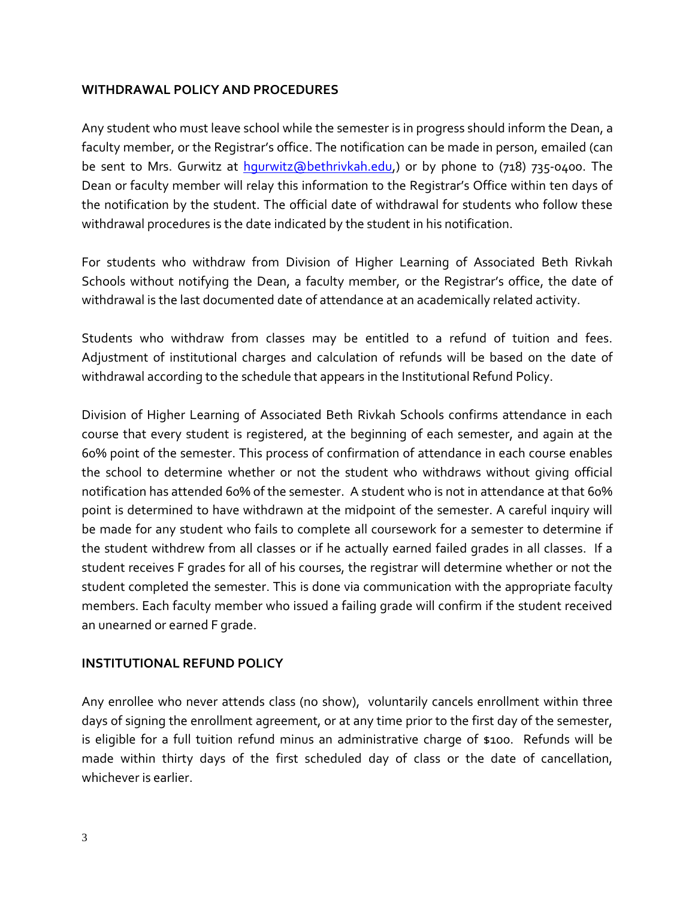## WITHDRAWAL POLICY AND PROCEDURES

Any student who must leave school while the semester is in progress should inform the Dean, a faculty member, or the Registrar's office. The notification can be made in person, emailed (can be sent to Mrs. Gurwitz at hgurwitz@bethrivkah.edu,) or by phone to (718) 735-0400. The Dean or faculty member will relay this information to the Registrar's Office within ten days of the notification by the student. The official date of withdrawal for students who follow these withdrawal procedures is the date indicated by the student in his notification.

For students who withdraw from Division of Higher Learning of Associated Beth Rivkah Schools without notifying the Dean, a faculty member, or the Registrar's office, the date of withdrawal is the last documented date of attendance at an academically related activity.

Students who withdraw from classes may be entitled to a refund of tuition and fees. Adjustment of institutional charges and calculation of refunds will be based on the date of withdrawal according to the schedule that appears in the Institutional Refund Policy.

Division of Higher Learning of Associated Beth Rivkah Schools confirms attendance in each course that every student is registered, at the beginning of each semester, and again at the 60% point of the semester. This process of confirmation of attendance in each course enables the school to determine whether or not the student who withdraws without giving official notification has attended 60% of the semester. A student who is not in attendance at that 60% point is determined to have withdrawn at the midpoint of the semester. A careful inquiry will be made for any student who fails to complete all coursework for a semester to determine if the student withdrew from all classes or if he actually earned failed grades in all classes. If a student receives F grades for all of his courses, the registrar will determine whether or not the student completed the semester. This is done via communication with the appropriate faculty members. Each faculty member who issued a failing grade will confirm if the student received an unearned or earned F grade.

## INSTITUTIONAL REFUND POLICY

Any enrollee who never attends class (no show), voluntarily cancels enrollment within three days of signing the enrollment agreement, or at any time prior to the first day of the semester, is eligible for a full tuition refund minus an administrative charge of $100. Refunds will be made within thirty days of the first scheduled day of class or the date of cancellation, whichever is earlier.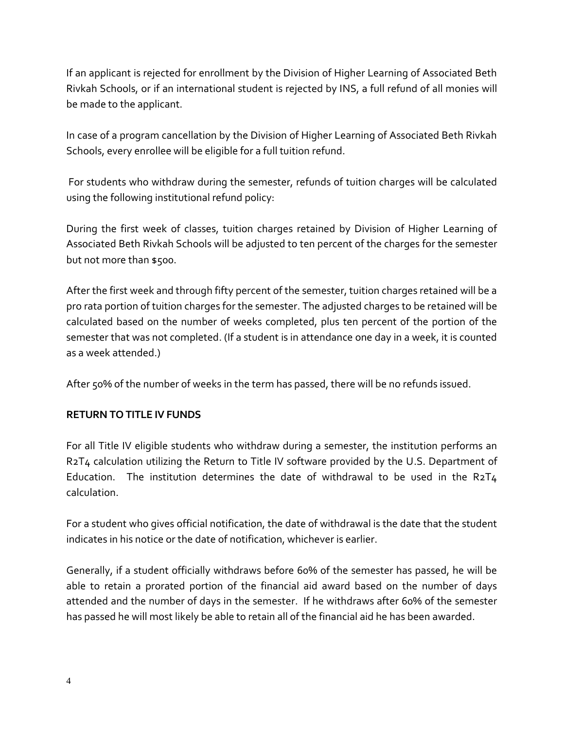If an applicant is rejected for enrollment by the Division of Higher Learning of Associated Beth Rivkah Schools, or if an international student is rejected by INS, a full refund of all monies will be made to the applicant.

In case of a program cancellation by the Division of Higher Learning of Associated Beth Rivkah Schools, every enrollee will be eligible for a full tuition refund.

For students who withdraw during the semester, refunds of tuition charges will be calculated using the following institutional refund policy:

During the first week of classes, tuition charges retained by Division of Higher Learning of Associated Beth Rivkah Schools will be adjusted to ten percent of the charges for the semester but not more than $500.

After the first week and through fifty percent of the semester, tuition charges retained will be a pro rata portion of tuition charges for the semester. The adjusted charges to be retained will be calculated based on the number of weeks completed, plus ten percent of the portion of the semester that was not completed. (If a student is in attendance one day in a week, it is counted as a week attended.)

After 50% of the number of weeks in the term has passed, there will be no refunds issued.

**RETURN TO TITLE IV FUNDS**

For all Title IV eligible students who withdraw during a semester, the institution performs an R2T4 calculation utilizing the Return to Title IV software provided by the U.S. Department of Education. The institution determines the date of withdrawal to be used in the R2T4 calculation.

For a student who gives official notification, the date of withdrawal is the date that the student indicates in his notice or the date of notification, whichever is earlier.

Generally, if a student officially withdraws before 60% of the semester has passed, he will be able to retain a prorated portion of the financial aid award based on the number of days attended and the number of days in the semester. If he withdraws after 60% of the semester has passed he will most likely be able to retain all of the financial aid he has been awarded.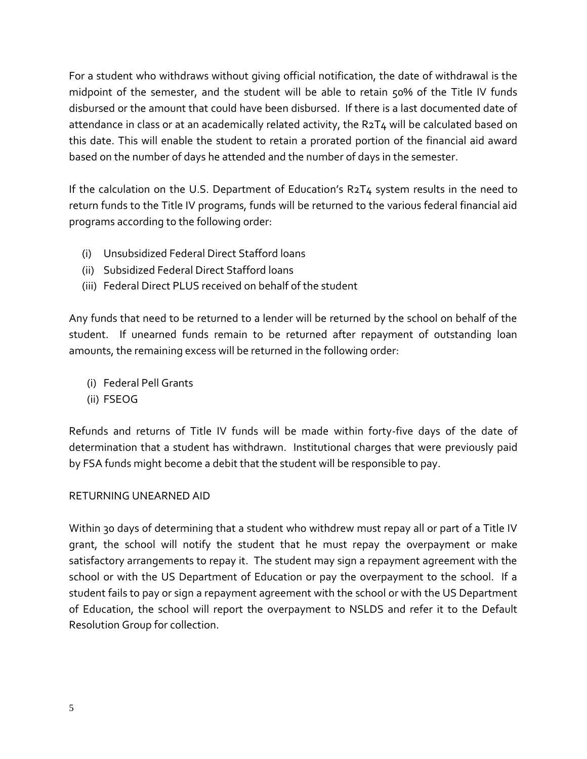For a student who withdraws without giving official notification, the date of withdrawal is the midpoint of the semester, and the student will be able to retain 50% of the Title IV funds disbursed or the amount that could have been disbursed. If there is a last documented date of attendance in class or at an academically related activity, the R2T4 will be calculated based on this date. This will enable the student to retain a prorated portion of the financial aid award based on the number of days he attended and the number of days in the semester.

If the calculation on the U.S. Department of Education's R2T4 system results in the need to return funds to the Title IV programs, funds will be returned to the various federal financial aid programs according to the following order:

(i) Unsubsidized Federal Direct Stafford loans
(ii) Subsidized Federal Direct Stafford loans
(iii) Federal Direct PLUS received on behalf of the student

Any funds that need to be returned to a lender will be returned by the school on behalf of the student. If unearned funds remain to be returned after repayment of outstanding loan amounts, the remaining excess will be returned in the following order:

(i) Federal Pell Grants
(ii) FSEOG

Refunds and returns of Title IV funds will be made within forty-five days of the date of determination that a student has withdrawn. Institutional charges that were previously paid by FSA funds might become a debit that the student will be responsible to pay.

RETURNING UNEARNED AID

Within 30 days of determining that a student who withdrew must repay all or part of a Title IV grant, the school will notify the student that he must repay the overpayment or make satisfactory arrangements to repay it. The student may sign a repayment agreement with the school or with the US Department of Education or pay the overpayment to the school. If a student fails to pay or sign a repayment agreement with the school or with the US Department of Education, the school will report the overpayment to NSLDS and refer it to the Default Resolution Group for collection.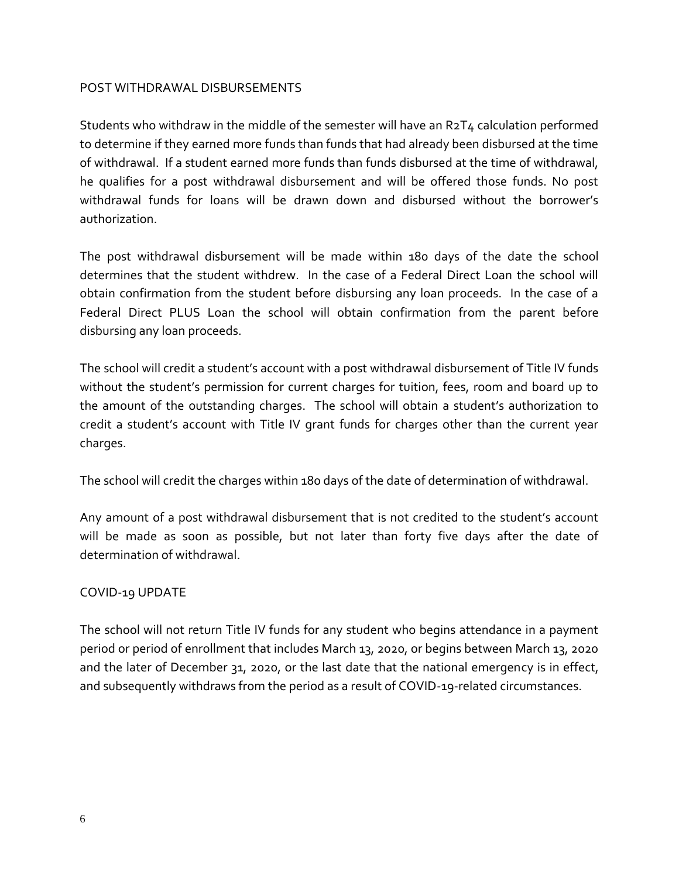## POST WITHDRAWAL DISBURSEMENTS

Students who withdraw in the middle of the semester will have an R2T4 calculation performed to determine if they earned more funds than funds that had already been disbursed at the time of withdrawal. If a student earned more funds than funds disbursed at the time of withdrawal, he qualifies for a post withdrawal disbursement and will be offered those funds. No post withdrawal funds for loans will be drawn down and disbursed without the borrower's authorization.

The post withdrawal disbursement will be made within 180 days of the date the school determines that the student withdrew. In the case of a Federal Direct Loan the school will obtain confirmation from the student before disbursing any loan proceeds. In the case of a Federal Direct PLUS Loan the school will obtain confirmation from the parent before disbursing any loan proceeds.

The school will credit a student's account with a post withdrawal disbursement of Title IV funds without the student's permission for current charges for tuition, fees, room and board up to the amount of the outstanding charges. The school will obtain a student's authorization to credit a student's account with Title IV grant funds for charges other than the current year charges.

The school will credit the charges within 180 days of the date of determination of withdrawal.

Any amount of a post withdrawal disbursement that is not credited to the student's account will be made as soon as possible, but not later than forty five days after the date of determination of withdrawal.

## COVID-19 UPDATE

The school will not return Title IV funds for any student who begins attendance in a payment period or period of enrollment that includes March 13, 2020, or begins between March 13, 2020 and the later of December 31, 2020, or the last date that the national emergency is in effect, and subsequently withdraws from the period as a result of COVID-19-related circumstances.